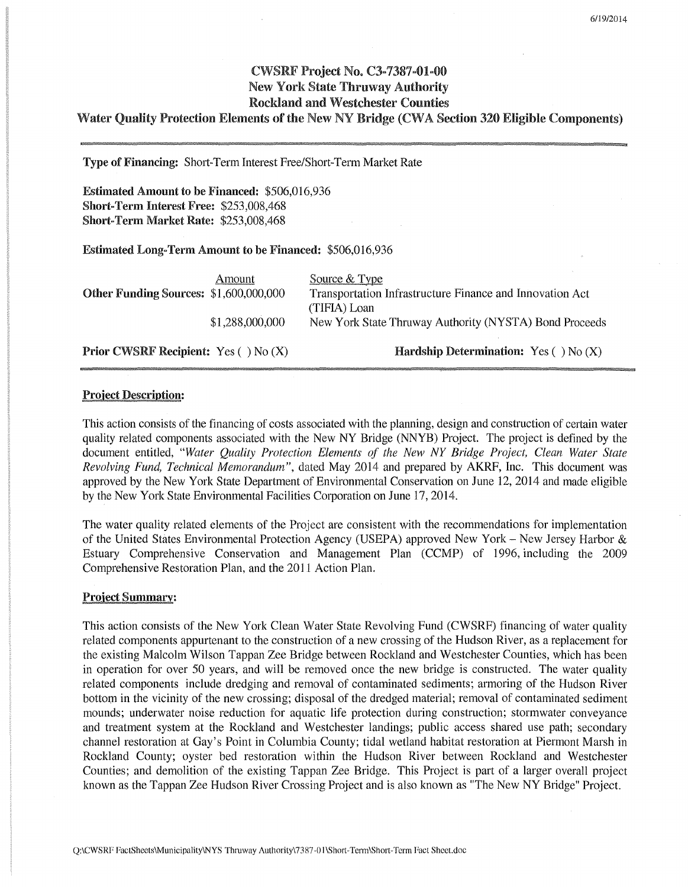# CWSRF Project No. C3-7387-01-00
## New York State Thruway Authority
## Rockland and Westchester Counties
## Water Quality Protection Elements of the New NY Bridge (CWA Section 320 Eligible Components)

**Type of Financing:** Short-Term Interest Free/Short-Term Market Rate

**Estimated Amount to be Financed:** $506,016,936
**Short-Term Interest Free:** $253,008,468
**Short-Term Market Rate:** $253,008,468

**Estimated Long-Term Amount to be Financed:** $506,016,936

| | Amount | Source & Type |
|---|---|---|
| **Other Funding Sources:** | $1,600,000,000 | Transportation Infrastructure Finance and Innovation Act (TIFIA) Loan |
| | $1,288,000,000 | New York State Thruway Authority (NYSTA) Bond Proceeds |

**Prior CWSRF Recipient:** Yes ( ) No (X) **Hardship Determination:** Yes ( ) No (X)

### Project Description:

This action consists of the financing of costs associated with the planning, design and construction of certain water quality related components associated with the New NY Bridge (NNYB) Project. The project is defined by the document entitled, *"Water Quality Protection Elements of the New NY Bridge Project, Clean Water State Revolving Fund, Technical Memorandum"*, dated May 2014 and prepared by AKRF, Inc. This document was approved by the New York State Department of Environmental Conservation on June 12, 2014 and made eligible by the New York State Environmental Facilities Corporation on June 17, 2014.

The water quality related elements of the Project are consistent with the recommendations for implementation of the United States Environmental Protection Agency (USEPA) approved New York – New Jersey Harbor & Estuary Comprehensive Conservation and Management Plan (CCMP) of 1996, including the 2009 Comprehensive Restoration Plan, and the 2011 Action Plan.

### Project Summary:

This action consists of the New York Clean Water State Revolving Fund (CWSRF) financing of water quality related components appurtenant to the construction of a new crossing of the Hudson River, as a replacement for the existing Malcolm Wilson Tappan Zee Bridge between Rockland and Westchester Counties, which has been in operation for over 50 years, and will be removed once the new bridge is constructed. The water quality related components include dredging and removal of contaminated sediments; armoring of the Hudson River bottom in the vicinity of the new crossing; disposal of the dredged material; removal of contaminated sediment mounds; underwater noise reduction for aquatic life protection during construction; stormwater conveyance and treatment system at the Rockland and Westchester landings; public access shared use path; secondary channel restoration at Gay's Point in Columbia County; tidal wetland habitat restoration at Piermont Marsh in Rockland County; oyster bed restoration within the Hudson River between Rockland and Westchester Counties; and demolition of the existing Tappan Zee Bridge. This Project is part of a larger overall project known as the Tappan Zee Hudson River Crossing Project and is also known as "The New NY Bridge" Project.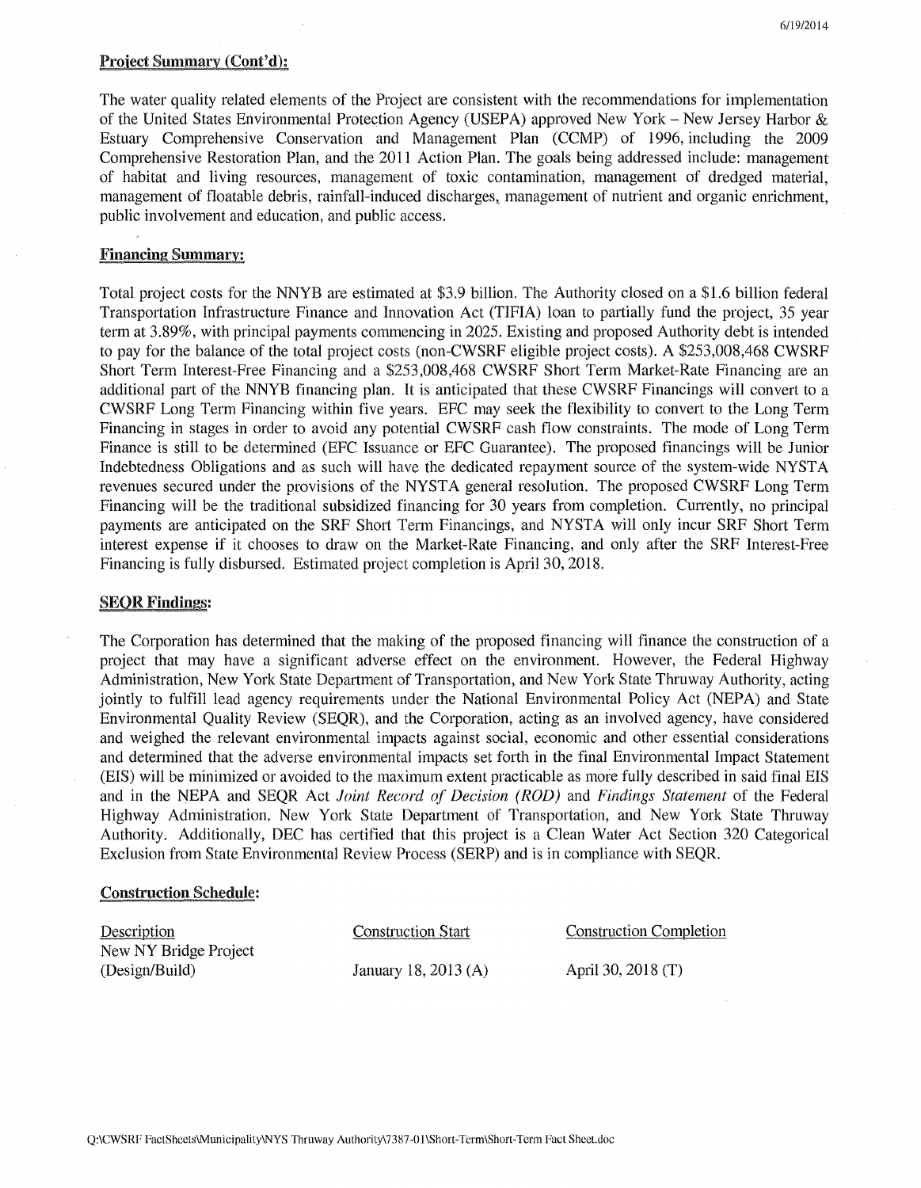**Project Summary (Cont'd):**

The water quality related elements of the Project are consistent with the recommendations for implementation of the United States Environmental Protection Agency (USEPA) approved New York – New Jersey Harbor & Estuary Comprehensive Conservation and Management Plan (CCMP) of 1996, including the 2009 Comprehensive Restoration Plan, and the 2011 Action Plan. The goals being addressed include: management of habitat and living resources, management of toxic contamination, management of dredged material, management of floatable debris, rainfall-induced discharges, management of nutrient and organic enrichment, public involvement and education, and public access.

**Financing Summary:**

Total project costs for the NNYB are estimated at $3.9 billion. The Authority closed on a $1.6 billion federal Transportation Infrastructure Finance and Innovation Act (TIFIA) loan to partially fund the project, 35 year term at 3.89%, with principal payments commencing in 2025. Existing and proposed Authority debt is intended to pay for the balance of the total project costs (non-CWSRF eligible project costs). A $253,008,468 CWSRF Short Term Interest-Free Financing and a $253,008,468 CWSRF Short Term Market-Rate Financing are an additional part of the NNYB financing plan. It is anticipated that these CWSRF Financings will convert to a CWSRF Long Term Financing within five years. EFC may seek the flexibility to convert to the Long Term Financing in stages in order to avoid any potential CWSRF cash flow constraints. The mode of Long Term Finance is still to be determined (EFC Issuance or EFC Guarantee). The proposed financings will be Junior Indebtedness Obligations and as such will have the dedicated repayment source of the system-wide NYSTA revenues secured under the provisions of the NYSTA general resolution. The proposed CWSRF Long Term Financing will be the traditional subsidized financing for 30 years from completion. Currently, no principal payments are anticipated on the SRF Short Term Financings, and NYSTA will only incur SRF Short Term interest expense if it chooses to draw on the Market-Rate Financing, and only after the SRF Interest-Free Financing is fully disbursed. Estimated project completion is April 30, 2018.

**SEQR Findings:**

The Corporation has determined that the making of the proposed financing will finance the construction of a project that may have a significant adverse effect on the environment. However, the Federal Highway Administration, New York State Department of Transportation, and New York State Thruway Authority, acting jointly to fulfill lead agency requirements under the National Environmental Policy Act (NEPA) and State Environmental Quality Review (SEQR), and the Corporation, acting as an involved agency, have considered and weighed the relevant environmental impacts against social, economic and other essential considerations and determined that the adverse environmental impacts set forth in the final Environmental Impact Statement (EIS) will be minimized or avoided to the maximum extent practicable as more fully described in said final EIS and in the NEPA and SEQR Act *Joint Record of Decision (ROD)* and *Findings Statement* of the Federal Highway Administration, New York State Department of Transportation, and New York State Thruway Authority. Additionally, DEC has certified that this project is a Clean Water Act Section 320 Categorical Exclusion from State Environmental Review Process (SERP) and is in compliance with SEQR.

**Construction Schedule:**

| Description | Construction Start | Construction Completion |
|---|---|---|
| New NY Bridge Project (Design/Build) | January 18, 2013 (A) | April 30, 2018 (T) |